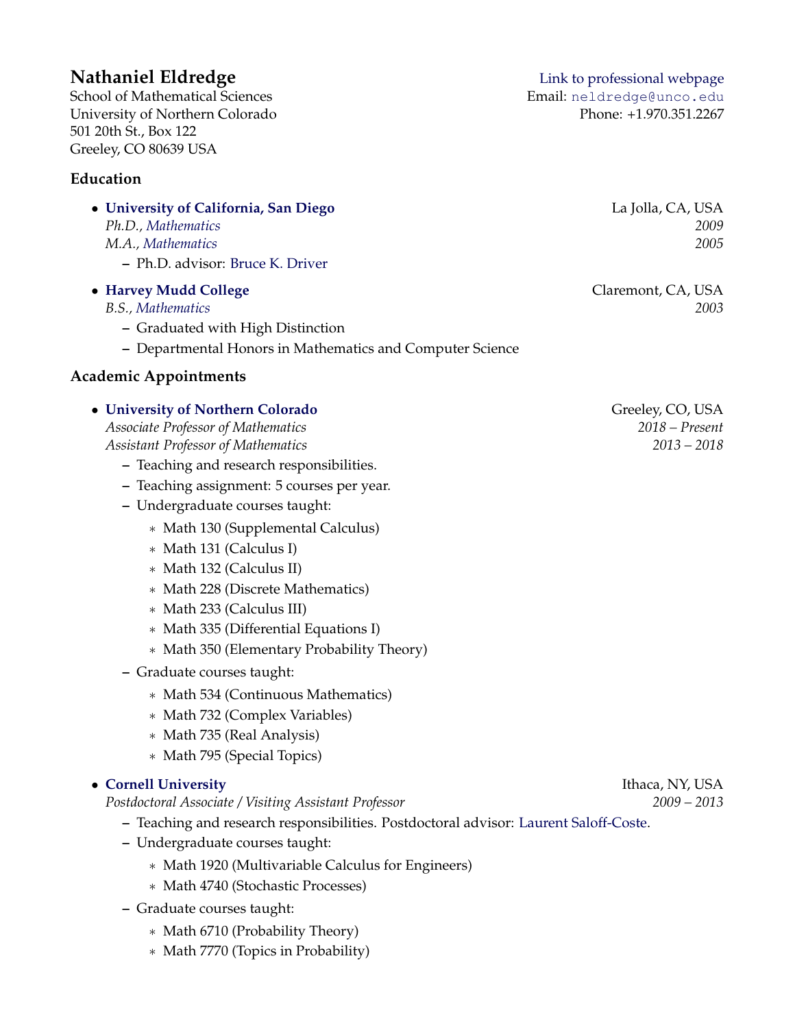# Nathaniel Eldredge

School of Mathematical Sciences
University of Northern Colorado
501 20th St., Box 122
Greeley, CO 80639 USA

Link to professional webpage
Email: neldredge@unco.edu
Phone: +1.970.351.2267

## Education

- **University of California, San Diego** — La Jolla, CA, USA
  *Ph.D., Mathematics* — *2009*
  *M.A., Mathematics* — *2005*
  - Ph.D. advisor: Bruce K. Driver
- **Harvey Mudd College** — Claremont, CA, USA
  *B.S., Mathematics* — *2003*
  - Graduated with High Distinction
  - Departmental Honors in Mathematics and Computer Science

## Academic Appointments

- **University of Northern Colorado** — Greeley, CO, USA
  *Associate Professor of Mathematics* — *2018 – Present*
  *Assistant Professor of Mathematics* — *2013 – 2018*
  - Teaching and research responsibilities.
  - Teaching assignment: 5 courses per year.
  - Undergraduate courses taught:
    - Math 130 (Supplemental Calculus)
    - Math 131 (Calculus I)
    - Math 132 (Calculus II)
    - Math 228 (Discrete Mathematics)
    - Math 233 (Calculus III)
    - Math 335 (Differential Equations I)
    - Math 350 (Elementary Probability Theory)
  - Graduate courses taught:
    - Math 534 (Continuous Mathematics)
    - Math 732 (Complex Variables)
    - Math 735 (Real Analysis)
    - Math 795 (Special Topics)
- **Cornell University** — Ithaca, NY, USA
  *Postdoctoral Associate / Visiting Assistant Professor* — *2009 – 2013*
  - Teaching and research responsibilities. Postdoctoral advisor: Laurent Saloff-Coste.
  - Undergraduate courses taught:
    - Math 1920 (Multivariable Calculus for Engineers)
    - Math 4740 (Stochastic Processes)
  - Graduate courses taught:
    - Math 6710 (Probability Theory)
    - Math 7770 (Topics in Probability)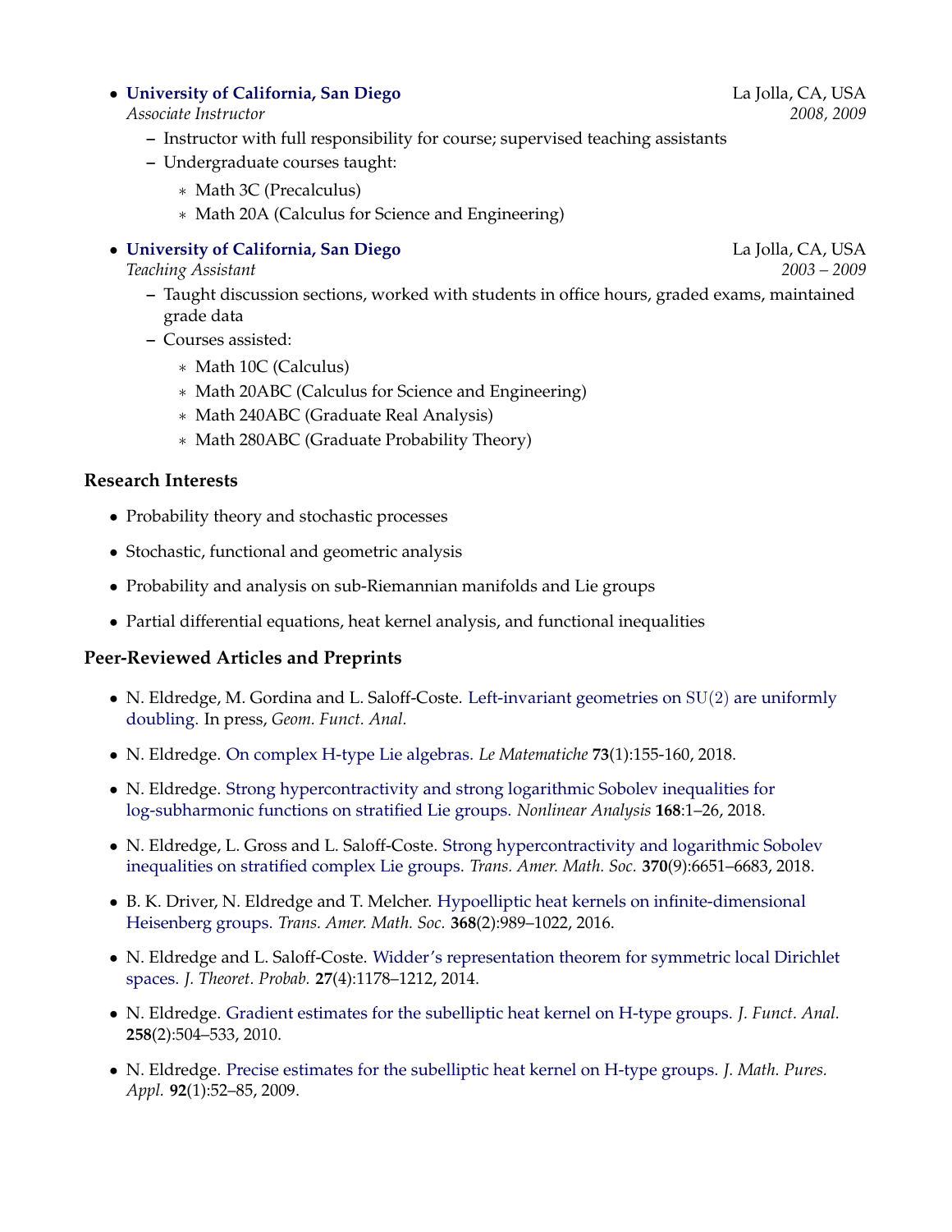- **University of California, San Diego** La Jolla, CA, USA
  *Associate Instructor* *2008, 2009*
  - Instructor with full responsibility for course; supervised teaching assistants
  - Undergraduate courses taught:
    - Math 3C (Precalculus)
    - Math 20A (Calculus for Science and Engineering)
- **University of California, San Diego** La Jolla, CA, USA
  *Teaching Assistant* *2003 – 2009*
  - Taught discussion sections, worked with students in office hours, graded exams, maintained grade data
  - Courses assisted:
    - Math 10C (Calculus)
    - Math 20ABC (Calculus for Science and Engineering)
    - Math 240ABC (Graduate Real Analysis)
    - Math 280ABC (Graduate Probability Theory)

### Research Interests

- Probability theory and stochastic processes
- Stochastic, functional and geometric analysis
- Probability and analysis on sub-Riemannian manifolds and Lie groups
- Partial differential equations, heat kernel analysis, and functional inequalities

### Peer-Reviewed Articles and Preprints

- N. Eldredge, M. Gordina and L. Saloff-Coste. Left-invariant geometries on $\mathrm{SU}(2)$ are uniformly doubling. In press, *Geom. Funct. Anal.*
- N. Eldredge. On complex H-type Lie algebras. *Le Matematiche* **73**(1):155-160, 2018.
- N. Eldredge. Strong hypercontractivity and strong logarithmic Sobolev inequalities for log-subharmonic functions on stratified Lie groups. *Nonlinear Analysis* **168**:1–26, 2018.
- N. Eldredge, L. Gross and L. Saloff-Coste. Strong hypercontractivity and logarithmic Sobolev inequalities on stratified complex Lie groups. *Trans. Amer. Math. Soc.* **370**(9):6651–6683, 2018.
- B. K. Driver, N. Eldredge and T. Melcher. Hypoelliptic heat kernels on infinite-dimensional Heisenberg groups. *Trans. Amer. Math. Soc.* **368**(2):989–1022, 2016.
- N. Eldredge and L. Saloff-Coste. Widder's representation theorem for symmetric local Dirichlet spaces. *J. Theoret. Probab.* **27**(4):1178–1212, 2014.
- N. Eldredge. Gradient estimates for the subelliptic heat kernel on H-type groups. *J. Funct. Anal.* **258**(2):504–533, 2010.
- N. Eldredge. Precise estimates for the subelliptic heat kernel on H-type groups. *J. Math. Pures. Appl.* **92**(1):52–85, 2009.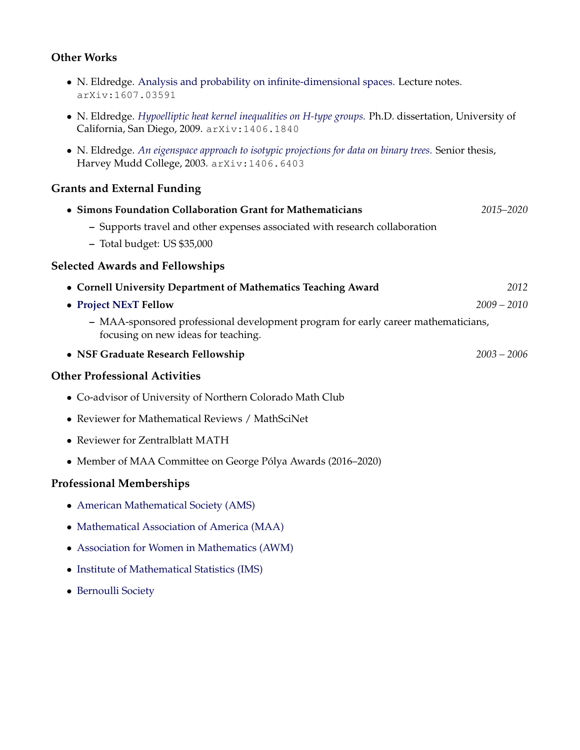### Other Works

- N. Eldredge. Analysis and probability on infinite-dimensional spaces. Lecture notes. `arXiv:1607.03591`
- N. Eldredge. *Hypoelliptic heat kernel inequalities on H-type groups.* Ph.D. dissertation, University of California, San Diego, 2009. `arXiv:1406.1840`
- N. Eldredge. *An eigenspace approach to isotypic projections for data on binary trees.* Senior thesis, Harvey Mudd College, 2003. `arXiv:1406.6403`

### Grants and External Funding

- **Simons Foundation Collaboration Grant for Mathematicians** *2015–2020*
  - Supports travel and other expenses associated with research collaboration
  - Total budget: US $35,000

### Selected Awards and Fellowships

- **Cornell University Department of Mathematics Teaching Award** *2012*
- **Project NExT Fellow** *2009 – 2010*
  - MAA-sponsored professional development program for early career mathematicians, focusing on new ideas for teaching.
- **NSF Graduate Research Fellowship** *2003 – 2006*

### Other Professional Activities

- Co-advisor of University of Northern Colorado Math Club
- Reviewer for Mathematical Reviews / MathSciNet
- Reviewer for Zentralblatt MATH
- Member of MAA Committee on George Pólya Awards (2016–2020)

### Professional Memberships

- American Mathematical Society (AMS)
- Mathematical Association of America (MAA)
- Association for Women in Mathematics (AWM)
- Institute of Mathematical Statistics (IMS)
- Bernoulli Society